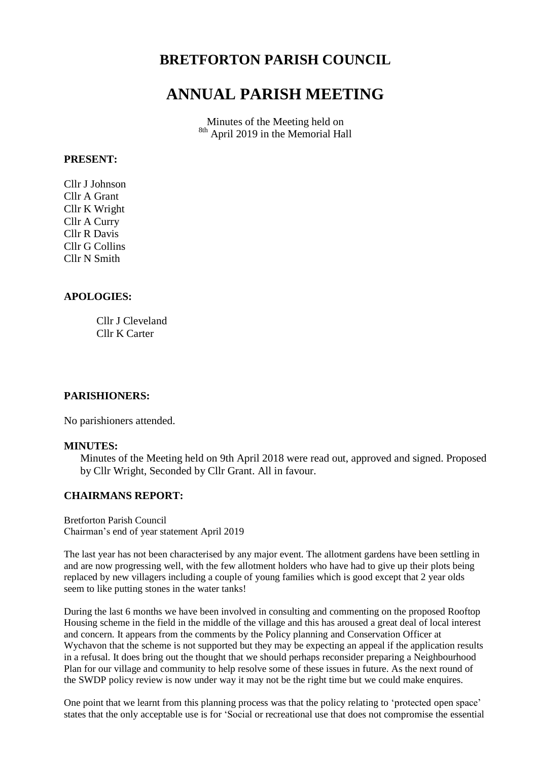# BRETFORTON PARISH COUNCIL

# ANNUAL PARISH MEETING

Minutes of the Meeting held on
8th April 2019 in the Memorial Hall

**PRESENT:**

Cllr J Johnson
Cllr A Grant
Cllr K Wright
Cllr A Curry
Cllr R Davis
Cllr G Collins
Cllr N Smith

**APOLOGIES:**

Cllr J Cleveland
Cllr K Carter

**PARISHIONERS:**

No parishioners attended.

**MINUTES:**

Minutes of the Meeting held on 9th April 2018 were read out, approved and signed. Proposed by Cllr Wright, Seconded by Cllr Grant. All in favour.

**CHAIRMANS REPORT:**

Bretforton Parish Council
Chairman's end of year statement April 2019

The last year has not been characterised by any major event. The allotment gardens have been settling in and are now progressing well, with the few allotment holders who have had to give up their plots being replaced by new villagers including a couple of young families which is good except that 2 year olds seem to like putting stones in the water tanks!

During the last 6 months we have been involved in consulting and commenting on the proposed Rooftop Housing scheme in the field in the middle of the village and this has aroused a great deal of local interest and concern. It appears from the comments by the Policy planning and Conservation Officer at Wychavon that the scheme is not supported but they may be expecting an appeal if the application results in a refusal. It does bring out the thought that we should perhaps reconsider preparing a Neighbourhood Plan for our village and community to help resolve some of these issues in future. As the next round of the SWDP policy review is now under way it may not be the right time but we could make enquires.

One point that we learnt from this planning process was that the policy relating to 'protected open space' states that the only acceptable use is for 'Social or recreational use that does not compromise the essential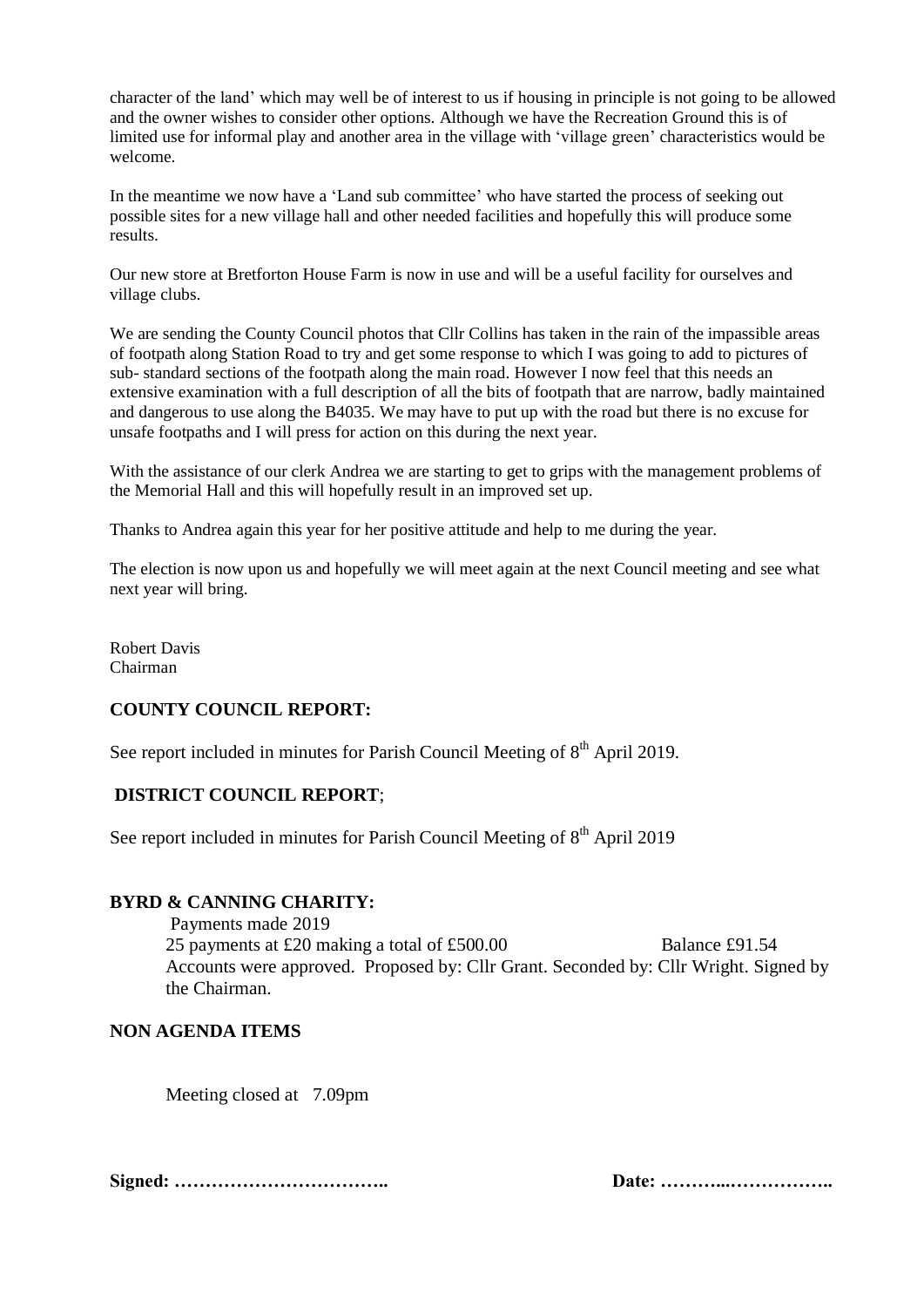character of the land' which may well be of interest to us if housing in principle is not going to be allowed and the owner wishes to consider other options. Although we have the Recreation Ground this is of limited use for informal play and another area in the village with 'village green' characteristics would be welcome.

In the meantime we now have a 'Land sub committee' who have started the process of seeking out possible sites for a new village hall and other needed facilities and hopefully this will produce some results.

Our new store at Bretforton House Farm is now in use and will be a useful facility for ourselves and village clubs.

We are sending the County Council photos that Cllr Collins has taken in the rain of the impassible areas of footpath along Station Road to try and get some response to which I was going to add to pictures of sub- standard sections of the footpath along the main road. However I now feel that this needs an extensive examination with a full description of all the bits of footpath that are narrow, badly maintained and dangerous to use along the B4035. We may have to put up with the road but there is no excuse for unsafe footpaths and I will press for action on this during the next year.

With the assistance of our clerk Andrea we are starting to get to grips with the management problems of the Memorial Hall and this will hopefully result in an improved set up.

Thanks to Andrea again this year for her positive attitude and help to me during the year.

The election is now upon us and hopefully we will meet again at the next Council meeting and see what next year will bring.

Robert Davis
Chairman

**COUNTY COUNCIL REPORT:**

See report included in minutes for Parish Council Meeting of 8th April 2019.

**DISTRICT COUNCIL REPORT**;

See report included in minutes for Parish Council Meeting of 8th April 2019

**BYRD & CANNING CHARITY:**

Payments made 2019
25 payments at £20 making a total of £500.00 Balance £91.54
Accounts were approved. Proposed by: Cllr Grant. Seconded by: Cllr Wright. Signed by the Chairman.

**NON AGENDA ITEMS**

Meeting closed at 7.09pm

**Signed: ……………………………..** **Date: ………...……………..**